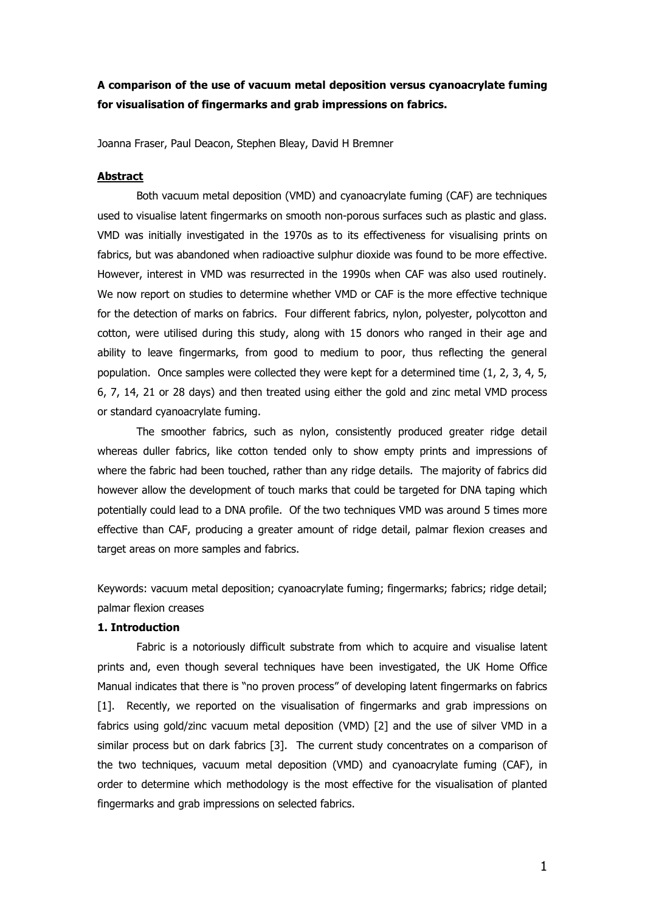**A comparison of the use of vacuum metal deposition versus cyanoacrylate fuming for visualisation of fingermarks and grab impressions on fabrics.**

Joanna Fraser, Paul Deacon, Stephen Bleay, David H Bremner

## Abstract

Both vacuum metal deposition (VMD) and cyanoacrylate fuming (CAF) are techniques used to visualise latent fingermarks on smooth non-porous surfaces such as plastic and glass. VMD was initially investigated in the 1970s as to its effectiveness for visualising prints on fabrics, but was abandoned when radioactive sulphur dioxide was found to be more effective. However, interest in VMD was resurrected in the 1990s when CAF was also used routinely. We now report on studies to determine whether VMD or CAF is the more effective technique for the detection of marks on fabrics. Four different fabrics, nylon, polyester, polycotton and cotton, were utilised during this study, along with 15 donors who ranged in their age and ability to leave fingermarks, from good to medium to poor, thus reflecting the general population. Once samples were collected they were kept for a determined time (1, 2, 3, 4, 5, 6, 7, 14, 21 or 28 days) and then treated using either the gold and zinc metal VMD process or standard cyanoacrylate fuming.

The smoother fabrics, such as nylon, consistently produced greater ridge detail whereas duller fabrics, like cotton tended only to show empty prints and impressions of where the fabric had been touched, rather than any ridge details. The majority of fabrics did however allow the development of touch marks that could be targeted for DNA taping which potentially could lead to a DNA profile. Of the two techniques VMD was around 5 times more effective than CAF, producing a greater amount of ridge detail, palmar flexion creases and target areas on more samples and fabrics.

Keywords: vacuum metal deposition; cyanoacrylate fuming; fingermarks; fabrics; ridge detail; palmar flexion creases

## 1. Introduction

Fabric is a notoriously difficult substrate from which to acquire and visualise latent prints and, even though several techniques have been investigated, the UK Home Office Manual indicates that there is "no proven process" of developing latent fingermarks on fabrics [1]. Recently, we reported on the visualisation of fingermarks and grab impressions on fabrics using gold/zinc vacuum metal deposition (VMD) [2] and the use of silver VMD in a similar process but on dark fabrics [3]. The current study concentrates on a comparison of the two techniques, vacuum metal deposition (VMD) and cyanoacrylate fuming (CAF), in order to determine which methodology is the most effective for the visualisation of planted fingermarks and grab impressions on selected fabrics.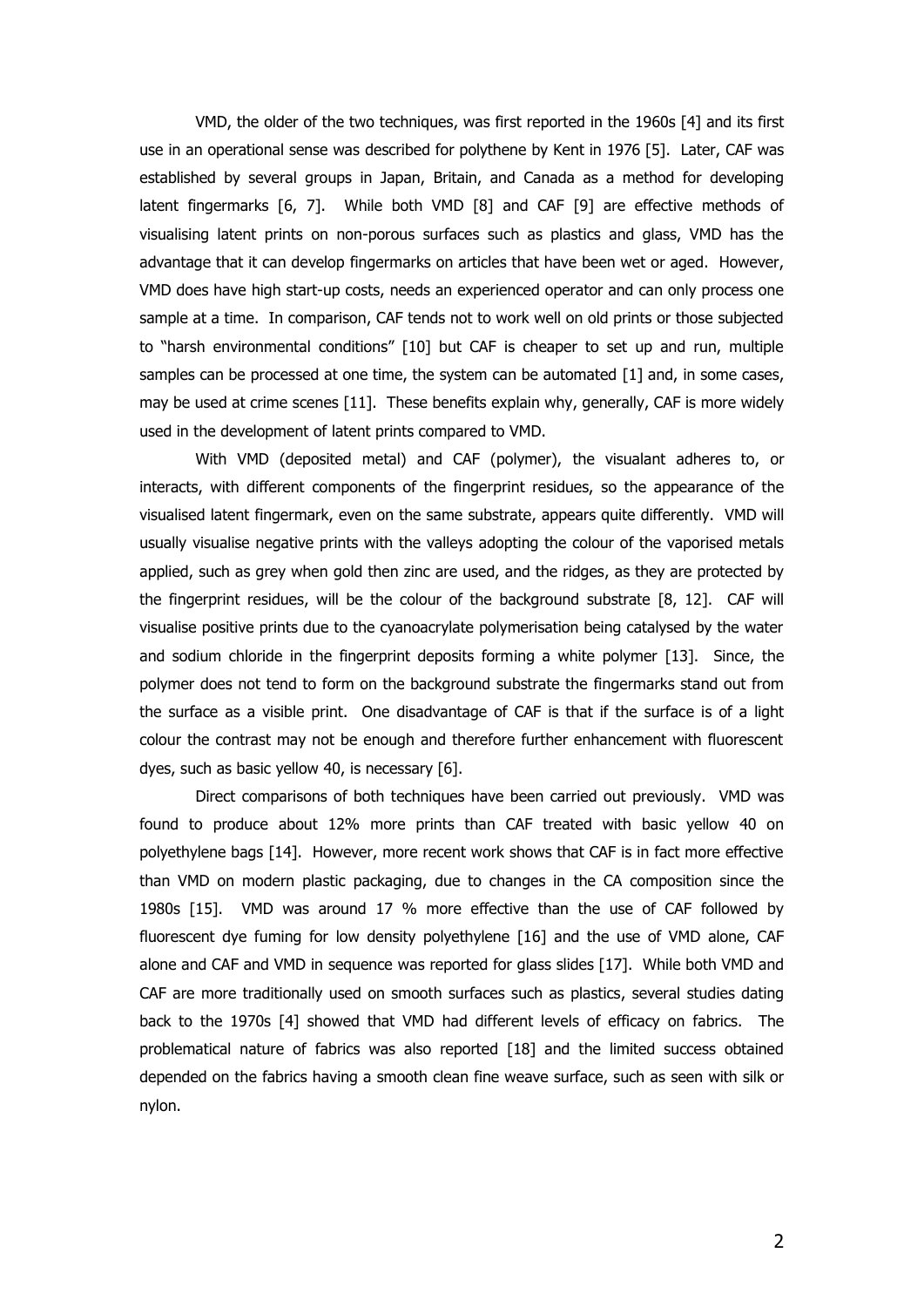VMD, the older of the two techniques, was first reported in the 1960s [4] and its first use in an operational sense was described for polythene by Kent in 1976 [5]. Later, CAF was established by several groups in Japan, Britain, and Canada as a method for developing latent fingermarks [6, 7]. While both VMD [8] and CAF [9] are effective methods of visualising latent prints on non-porous surfaces such as plastics and glass, VMD has the advantage that it can develop fingermarks on articles that have been wet or aged. However, VMD does have high start-up costs, needs an experienced operator and can only process one sample at a time. In comparison, CAF tends not to work well on old prints or those subjected to "harsh environmental conditions" [10] but CAF is cheaper to set up and run, multiple samples can be processed at one time, the system can be automated [1] and, in some cases, may be used at crime scenes [11]. These benefits explain why, generally, CAF is more widely used in the development of latent prints compared to VMD.

With VMD (deposited metal) and CAF (polymer), the visualant adheres to, or interacts, with different components of the fingerprint residues, so the appearance of the visualised latent fingermark, even on the same substrate, appears quite differently. VMD will usually visualise negative prints with the valleys adopting the colour of the vaporised metals applied, such as grey when gold then zinc are used, and the ridges, as they are protected by the fingerprint residues, will be the colour of the background substrate [8, 12]. CAF will visualise positive prints due to the cyanoacrylate polymerisation being catalysed by the water and sodium chloride in the fingerprint deposits forming a white polymer [13]. Since, the polymer does not tend to form on the background substrate the fingermarks stand out from the surface as a visible print. One disadvantage of CAF is that if the surface is of a light colour the contrast may not be enough and therefore further enhancement with fluorescent dyes, such as basic yellow 40, is necessary [6].

Direct comparisons of both techniques have been carried out previously. VMD was found to produce about 12% more prints than CAF treated with basic yellow 40 on polyethylene bags [14]. However, more recent work shows that CAF is in fact more effective than VMD on modern plastic packaging, due to changes in the CA composition since the 1980s [15]. VMD was around 17 % more effective than the use of CAF followed by fluorescent dye fuming for low density polyethylene [16] and the use of VMD alone, CAF alone and CAF and VMD in sequence was reported for glass slides [17]. While both VMD and CAF are more traditionally used on smooth surfaces such as plastics, several studies dating back to the 1970s [4] showed that VMD had different levels of efficacy on fabrics. The problematical nature of fabrics was also reported [18] and the limited success obtained depended on the fabrics having a smooth clean fine weave surface, such as seen with silk or nylon.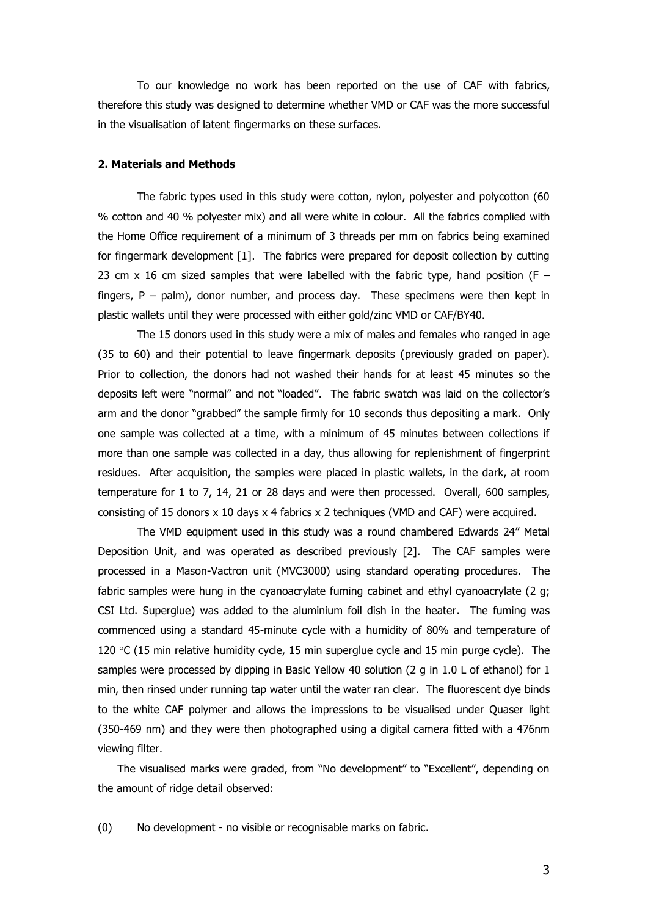To our knowledge no work has been reported on the use of CAF with fabrics, therefore this study was designed to determine whether VMD or CAF was the more successful in the visualisation of latent fingermarks on these surfaces.

## 2. Materials and Methods

The fabric types used in this study were cotton, nylon, polyester and polycotton (60 % cotton and 40 % polyester mix) and all were white in colour. All the fabrics complied with the Home Office requirement of a minimum of 3 threads per mm on fabrics being examined for fingermark development [1]. The fabrics were prepared for deposit collection by cutting 23 cm x 16 cm sized samples that were labelled with the fabric type, hand position (F – fingers, P – palm), donor number, and process day. These specimens were then kept in plastic wallets until they were processed with either gold/zinc VMD or CAF/BY40.

The 15 donors used in this study were a mix of males and females who ranged in age (35 to 60) and their potential to leave fingermark deposits (previously graded on paper). Prior to collection, the donors had not washed their hands for at least 45 minutes so the deposits left were "normal" and not "loaded". The fabric swatch was laid on the collector's arm and the donor "grabbed" the sample firmly for 10 seconds thus depositing a mark. Only one sample was collected at a time, with a minimum of 45 minutes between collections if more than one sample was collected in a day, thus allowing for replenishment of fingerprint residues. After acquisition, the samples were placed in plastic wallets, in the dark, at room temperature for 1 to 7, 14, 21 or 28 days and were then processed. Overall, 600 samples, consisting of 15 donors x 10 days x 4 fabrics x 2 techniques (VMD and CAF) were acquired.

The VMD equipment used in this study was a round chambered Edwards 24" Metal Deposition Unit, and was operated as described previously [2]. The CAF samples were processed in a Mason-Vactron unit (MVC3000) using standard operating procedures. The fabric samples were hung in the cyanoacrylate fuming cabinet and ethyl cyanoacrylate (2 g; CSI Ltd. Superglue) was added to the aluminium foil dish in the heater. The fuming was commenced using a standard 45-minute cycle with a humidity of 80% and temperature of 120 °C (15 min relative humidity cycle, 15 min superglue cycle and 15 min purge cycle). The samples were processed by dipping in Basic Yellow 40 solution (2 g in 1.0 L of ethanol) for 1 min, then rinsed under running tap water until the water ran clear. The fluorescent dye binds to the white CAF polymer and allows the impressions to be visualised under Quaser light (350-469 nm) and they were then photographed using a digital camera fitted with a 476nm viewing filter.

The visualised marks were graded, from "No development" to "Excellent", depending on the amount of ridge detail observed:

(0) No development - no visible or recognisable marks on fabric.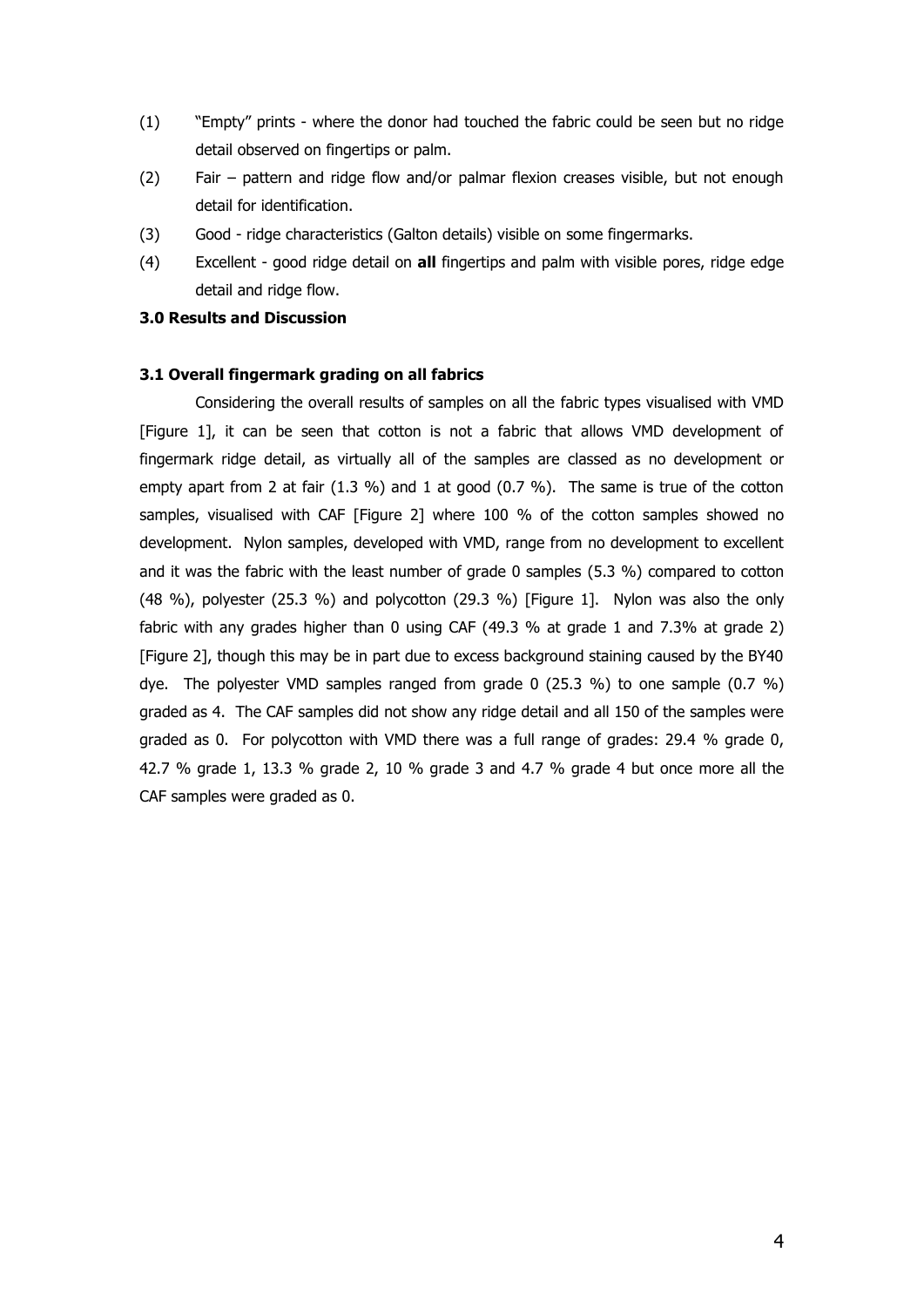(1) "Empty" prints - where the donor had touched the fabric could be seen but no ridge detail observed on fingertips or palm.

(2) Fair – pattern and ridge flow and/or palmar flexion creases visible, but not enough detail for identification.

(3) Good - ridge characteristics (Galton details) visible on some fingermarks.

(4) Excellent - good ridge detail on **all** fingertips and palm with visible pores, ridge edge detail and ridge flow.

**3.0 Results and Discussion**

**3.1 Overall fingermark grading on all fabrics**

Considering the overall results of samples on all the fabric types visualised with VMD [Figure 1], it can be seen that cotton is not a fabric that allows VMD development of fingermark ridge detail, as virtually all of the samples are classed as no development or empty apart from 2 at fair (1.3 %) and 1 at good (0.7 %). The same is true of the cotton samples, visualised with CAF [Figure 2] where 100 % of the cotton samples showed no development. Nylon samples, developed with VMD, range from no development to excellent and it was the fabric with the least number of grade 0 samples (5.3 %) compared to cotton (48 %), polyester (25.3 %) and polycotton (29.3 %) [Figure 1]. Nylon was also the only fabric with any grades higher than 0 using CAF (49.3 % at grade 1 and 7.3% at grade 2) [Figure 2], though this may be in part due to excess background staining caused by the BY40 dye. The polyester VMD samples ranged from grade 0 (25.3 %) to one sample (0.7 %) graded as 4. The CAF samples did not show any ridge detail and all 150 of the samples were graded as 0. For polycotton with VMD there was a full range of grades: 29.4 % grade 0, 42.7 % grade 1, 13.3 % grade 2, 10 % grade 3 and 4.7 % grade 4 but once more all the CAF samples were graded as 0.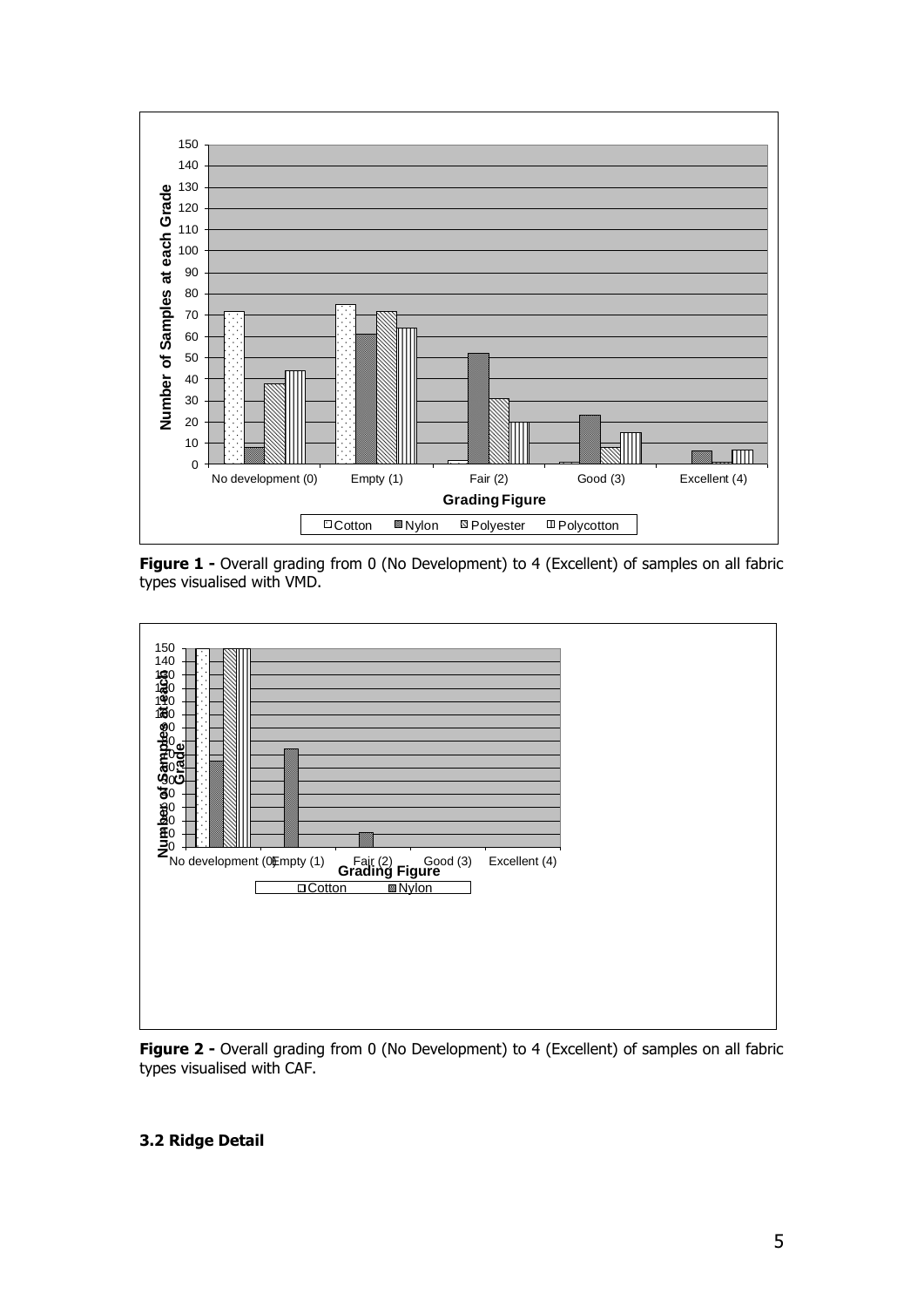**Figure 1 -** Overall grading from 0 (No Development) to 4 (Excellent) of samples on all fabric types visualised with VMD.

**Figure 2 -** Overall grading from 0 (No Development) to 4 (Excellent) of samples on all fabric types visualised with CAF.

### 3.2 Ridge Detail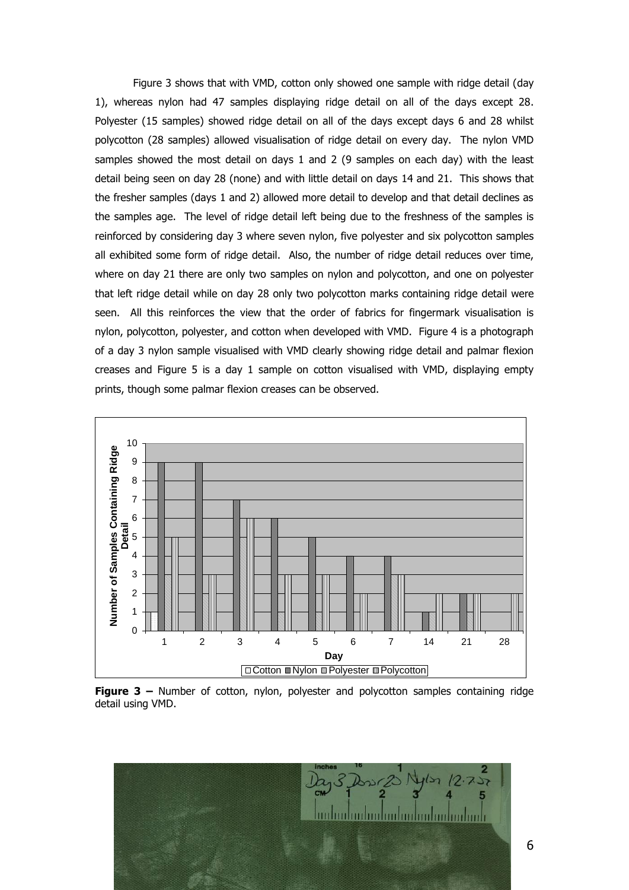Figure 3 shows that with VMD, cotton only showed one sample with ridge detail (day 1), whereas nylon had 47 samples displaying ridge detail on all of the days except 28. Polyester (15 samples) showed ridge detail on all of the days except days 6 and 28 whilst polycotton (28 samples) allowed visualisation of ridge detail on every day. The nylon VMD samples showed the most detail on days 1 and 2 (9 samples on each day) with the least detail being seen on day 28 (none) and with little detail on days 14 and 21. This shows that the fresher samples (days 1 and 2) allowed more detail to develop and that detail declines as the samples age. The level of ridge detail left being due to the freshness of the samples is reinforced by considering day 3 where seven nylon, five polyester and six polycotton samples all exhibited some form of ridge detail. Also, the number of ridge detail reduces over time, where on day 21 there are only two samples on nylon and polycotton, and one on polyester that left ridge detail while on day 28 only two polycotton marks containing ridge detail were seen. All this reinforces the view that the order of fabrics for fingermark visualisation is nylon, polycotton, polyester, and cotton when developed with VMD. Figure 4 is a photograph of a day 3 nylon sample visualised with VMD clearly showing ridge detail and palmar flexion creases and Figure 5 is a day 1 sample on cotton visualised with VMD, displaying empty prints, though some palmar flexion creases can be observed.

**Figure 3 –** Number of cotton, nylon, polyester and polycotton samples containing ridge detail using VMD.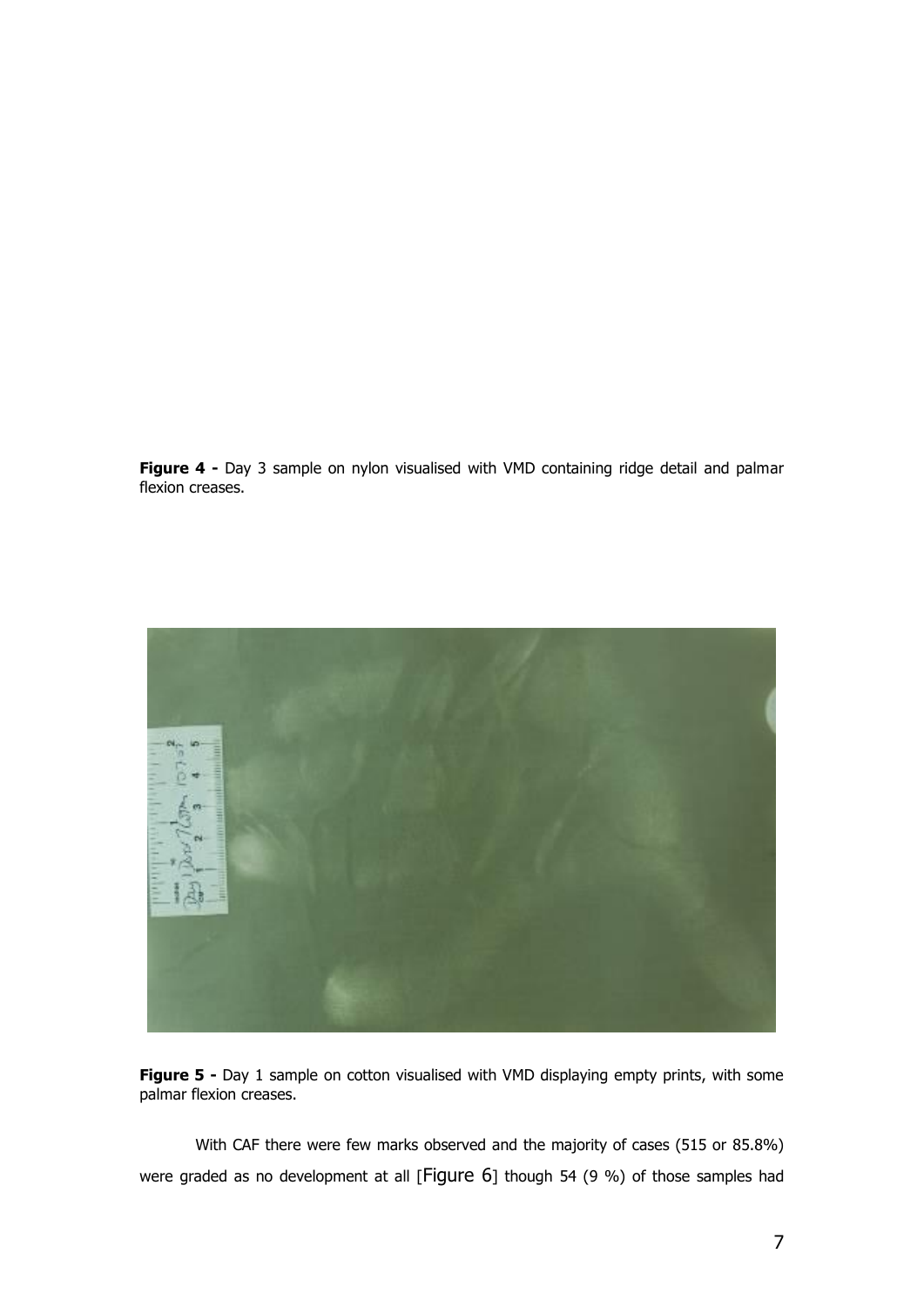**Figure 4 -** Day 3 sample on nylon visualised with VMD containing ridge detail and palmar flexion creases.

**Figure 5 -** Day 1 sample on cotton visualised with VMD displaying empty prints, with some palmar flexion creases.

With CAF there were few marks observed and the majority of cases (515 or 85.8%) were graded as no development at all [Figure 6] though 54 (9 %) of those samples had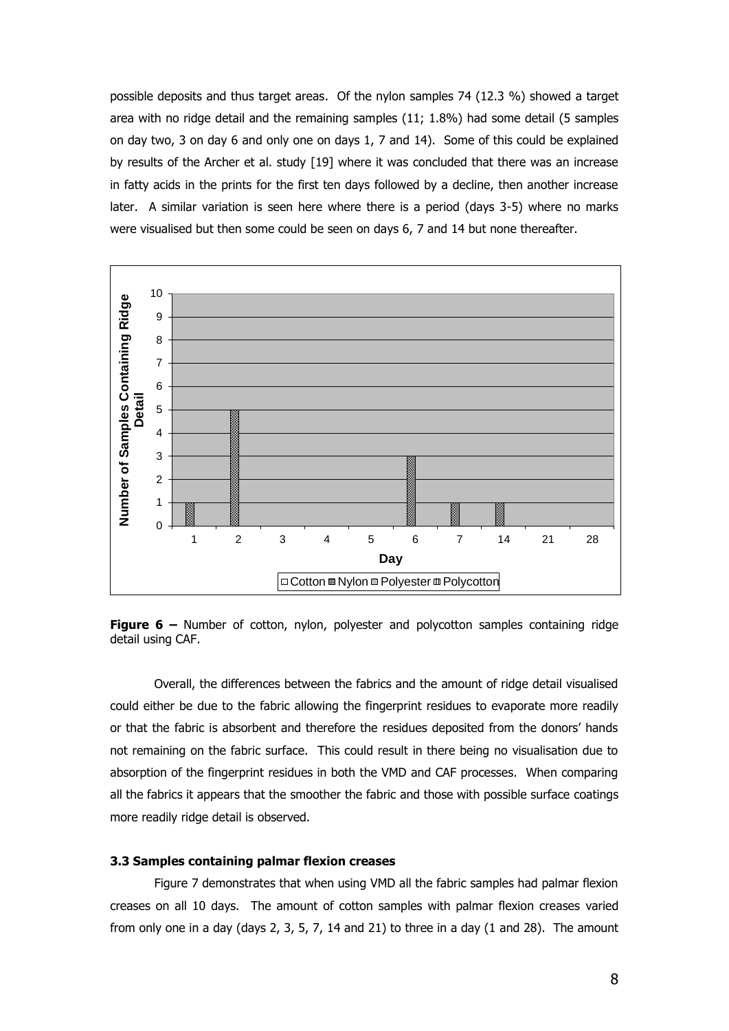possible deposits and thus target areas. Of the nylon samples 74 (12.3 %) showed a target area with no ridge detail and the remaining samples (11; 1.8%) had some detail (5 samples on day two, 3 on day 6 and only one on days 1, 7 and 14). Some of this could be explained by results of the Archer et al. study [19] where it was concluded that there was an increase in fatty acids in the prints for the first ten days followed by a decline, then another increase later. A similar variation is seen here where there is a period (days 3-5) where no marks were visualised but then some could be seen on days 6, 7 and 14 but none thereafter.

**Figure 6 –** Number of cotton, nylon, polyester and polycotton samples containing ridge detail using CAF.

Overall, the differences between the fabrics and the amount of ridge detail visualised could either be due to the fabric allowing the fingerprint residues to evaporate more readily or that the fabric is absorbent and therefore the residues deposited from the donors' hands not remaining on the fabric surface. This could result in there being no visualisation due to absorption of the fingerprint residues in both the VMD and CAF processes. When comparing all the fabrics it appears that the smoother the fabric and those with possible surface coatings more readily ridge detail is observed.

### 3.3 Samples containing palmar flexion creases

Figure 7 demonstrates that when using VMD all the fabric samples had palmar flexion creases on all 10 days. The amount of cotton samples with palmar flexion creases varied from only one in a day (days 2, 3, 5, 7, 14 and 21) to three in a day (1 and 28). The amount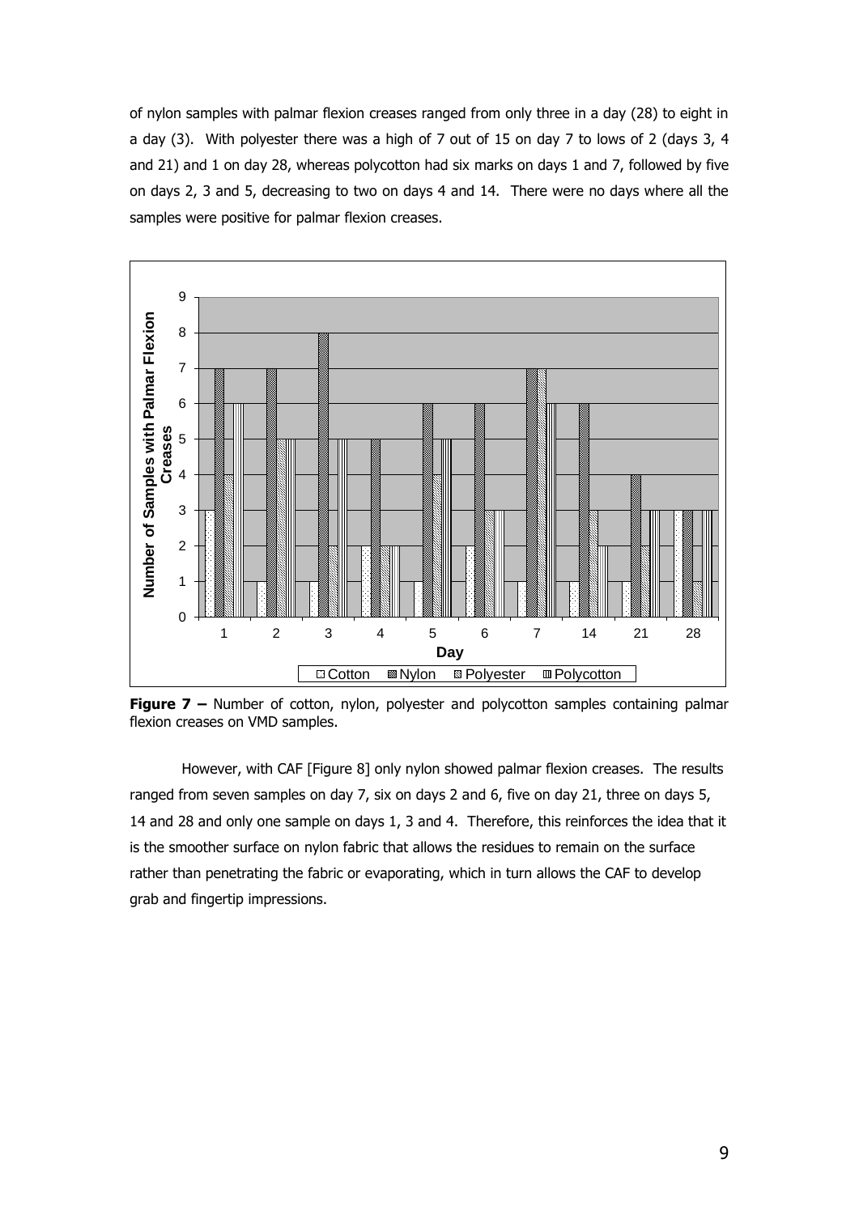of nylon samples with palmar flexion creases ranged from only three in a day (28) to eight in a day (3). With polyester there was a high of 7 out of 15 on day 7 to lows of 2 (days 3, 4 and 21) and 1 on day 28, whereas polycotton had six marks on days 1 and 7, followed by five on days 2, 3 and 5, decreasing to two on days 4 and 14. There were no days where all the samples were positive for palmar flexion creases.

**Figure 7 –** Number of cotton, nylon, polyester and polycotton samples containing palmar flexion creases on VMD samples.

However, with CAF [Figure 8] only nylon showed palmar flexion creases. The results ranged from seven samples on day 7, six on days 2 and 6, five on day 21, three on days 5, 14 and 28 and only one sample on days 1, 3 and 4. Therefore, this reinforces the idea that it is the smoother surface on nylon fabric that allows the residues to remain on the surface rather than penetrating the fabric or evaporating, which in turn allows the CAF to develop grab and fingertip impressions.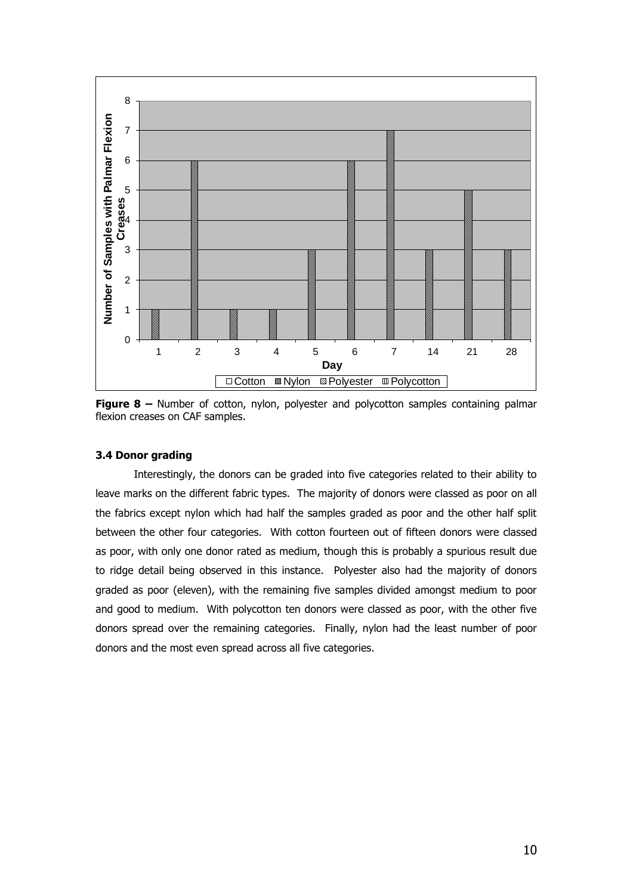**Figure 8 –** Number of cotton, nylon, polyester and polycotton samples containing palmar flexion creases on CAF samples.

### 3.4 Donor grading

Interestingly, the donors can be graded into five categories related to their ability to leave marks on the different fabric types. The majority of donors were classed as poor on all the fabrics except nylon which had half the samples graded as poor and the other half split between the other four categories. With cotton fourteen out of fifteen donors were classed as poor, with only one donor rated as medium, though this is probably a spurious result due to ridge detail being observed in this instance. Polyester also had the majority of donors graded as poor (eleven), with the remaining five samples divided amongst medium to poor and good to medium. With polycotton ten donors were classed as poor, with the other five donors spread over the remaining categories. Finally, nylon had the least number of poor donors and the most even spread across all five categories.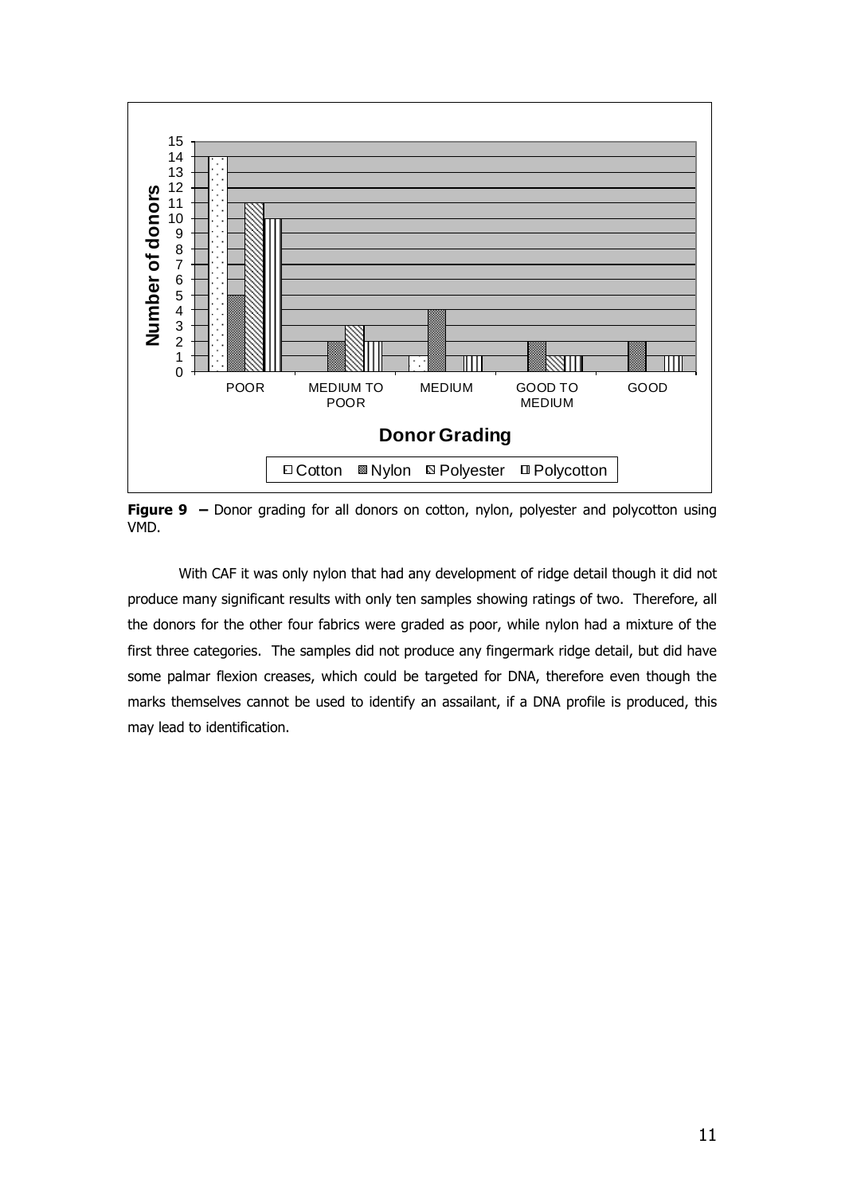**Figure 9 –** Donor grading for all donors on cotton, nylon, polyester and polycotton using VMD.

With CAF it was only nylon that had any development of ridge detail though it did not produce many significant results with only ten samples showing ratings of two. Therefore, all the donors for the other four fabrics were graded as poor, while nylon had a mixture of the first three categories. The samples did not produce any fingermark ridge detail, but did have some palmar flexion creases, which could be targeted for DNA, therefore even though the marks themselves cannot be used to identify an assailant, if a DNA profile is produced, this may lead to identification.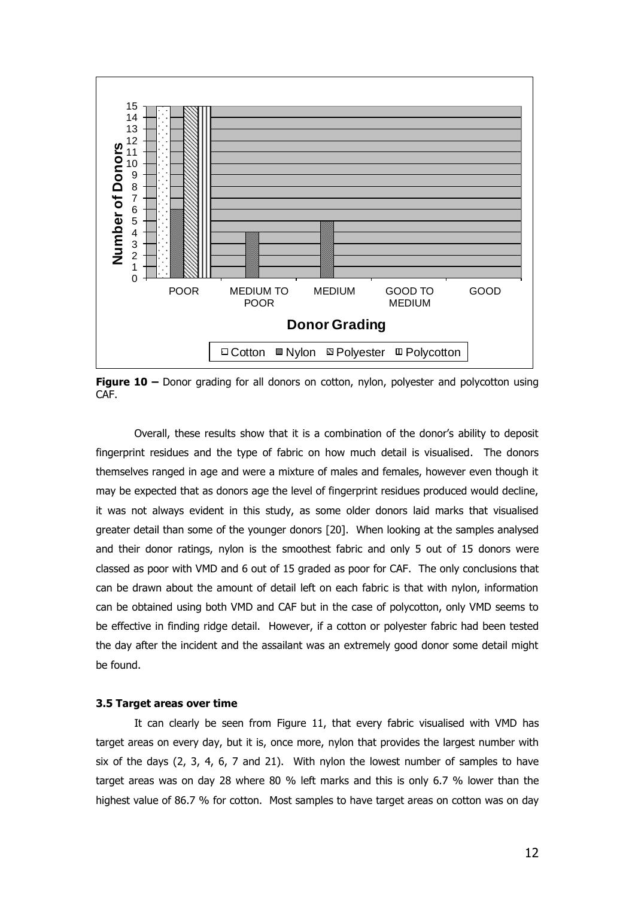**Figure 10 –** Donor grading for all donors on cotton, nylon, polyester and polycotton using CAF.

Overall, these results show that it is a combination of the donor's ability to deposit fingerprint residues and the type of fabric on how much detail is visualised. The donors themselves ranged in age and were a mixture of males and females, however even though it may be expected that as donors age the level of fingerprint residues produced would decline, it was not always evident in this study, as some older donors laid marks that visualised greater detail than some of the younger donors [20]. When looking at the samples analysed and their donor ratings, nylon is the smoothest fabric and only 5 out of 15 donors were classed as poor with VMD and 6 out of 15 graded as poor for CAF. The only conclusions that can be drawn about the amount of detail left on each fabric is that with nylon, information can be obtained using both VMD and CAF but in the case of polycotton, only VMD seems to be effective in finding ridge detail. However, if a cotton or polyester fabric had been tested the day after the incident and the assailant was an extremely good donor some detail might be found.

### 3.5 Target areas over time

It can clearly be seen from Figure 11, that every fabric visualised with VMD has target areas on every day, but it is, once more, nylon that provides the largest number with six of the days (2, 3, 4, 6, 7 and 21). With nylon the lowest number of samples to have target areas was on day 28 where 80 % left marks and this is only 6.7 % lower than the highest value of 86.7 % for cotton. Most samples to have target areas on cotton was on day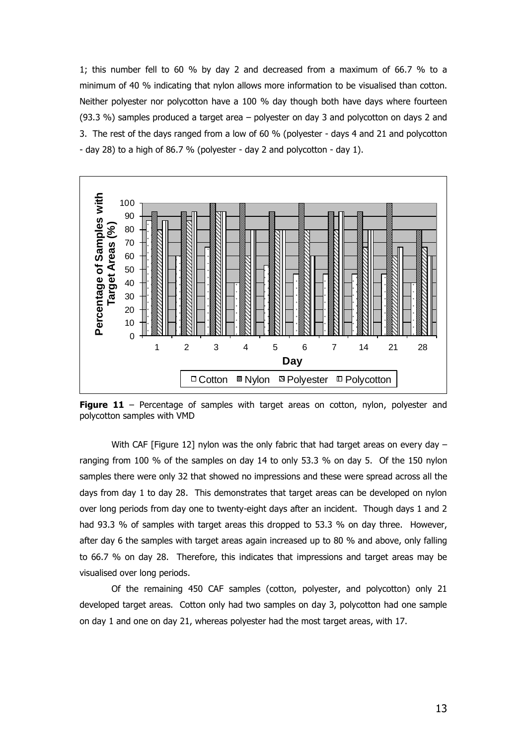1; this number fell to 60 % by day 2 and decreased from a maximum of 66.7 % to a minimum of 40 % indicating that nylon allows more information to be visualised than cotton. Neither polyester nor polycotton have a 100 % day though both have days where fourteen (93.3 %) samples produced a target area – polyester on day 3 and polycotton on days 2 and 3. The rest of the days ranged from a low of 60 % (polyester - days 4 and 21 and polycotton - day 28) to a high of 86.7 % (polyester - day 2 and polycotton - day 1).

**Figure 11** – Percentage of samples with target areas on cotton, nylon, polyester and polycotton samples with VMD

With CAF [Figure 12] nylon was the only fabric that had target areas on every day – ranging from 100 % of the samples on day 14 to only 53.3 % on day 5. Of the 150 nylon samples there were only 32 that showed no impressions and these were spread across all the days from day 1 to day 28. This demonstrates that target areas can be developed on nylon over long periods from day one to twenty-eight days after an incident. Though days 1 and 2 had 93.3 % of samples with target areas this dropped to 53.3 % on day three. However, after day 6 the samples with target areas again increased up to 80 % and above, only falling to 66.7 % on day 28. Therefore, this indicates that impressions and target areas may be visualised over long periods.

Of the remaining 450 CAF samples (cotton, polyester, and polycotton) only 21 developed target areas. Cotton only had two samples on day 3, polycotton had one sample on day 1 and one on day 21, whereas polyester had the most target areas, with 17.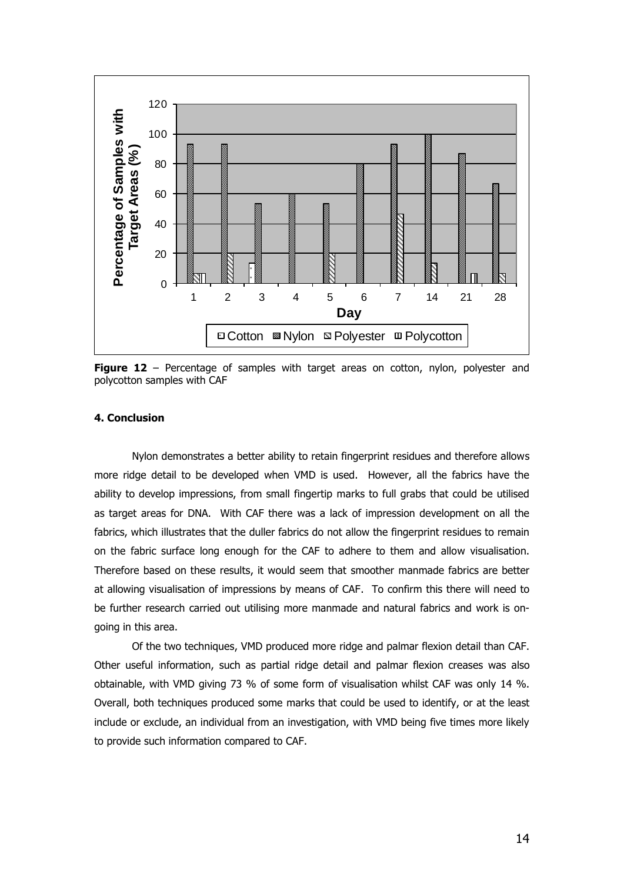**Figure 12** – Percentage of samples with target areas on cotton, nylon, polyester and polycotton samples with CAF

#### 4. Conclusion

Nylon demonstrates a better ability to retain fingerprint residues and therefore allows more ridge detail to be developed when VMD is used. However, all the fabrics have the ability to develop impressions, from small fingertip marks to full grabs that could be utilised as target areas for DNA. With CAF there was a lack of impression development on all the fabrics, which illustrates that the duller fabrics do not allow the fingerprint residues to remain on the fabric surface long enough for the CAF to adhere to them and allow visualisation. Therefore based on these results, it would seem that smoother manmade fabrics are better at allowing visualisation of impressions by means of CAF. To confirm this there will need to be further research carried out utilising more manmade and natural fabrics and work is on-going in this area.

Of the two techniques, VMD produced more ridge and palmar flexion detail than CAF. Other useful information, such as partial ridge detail and palmar flexion creases was also obtainable, with VMD giving 73 % of some form of visualisation whilst CAF was only 14 %. Overall, both techniques produced some marks that could be used to identify, or at the least include or exclude, an individual from an investigation, with VMD being five times more likely to provide such information compared to CAF.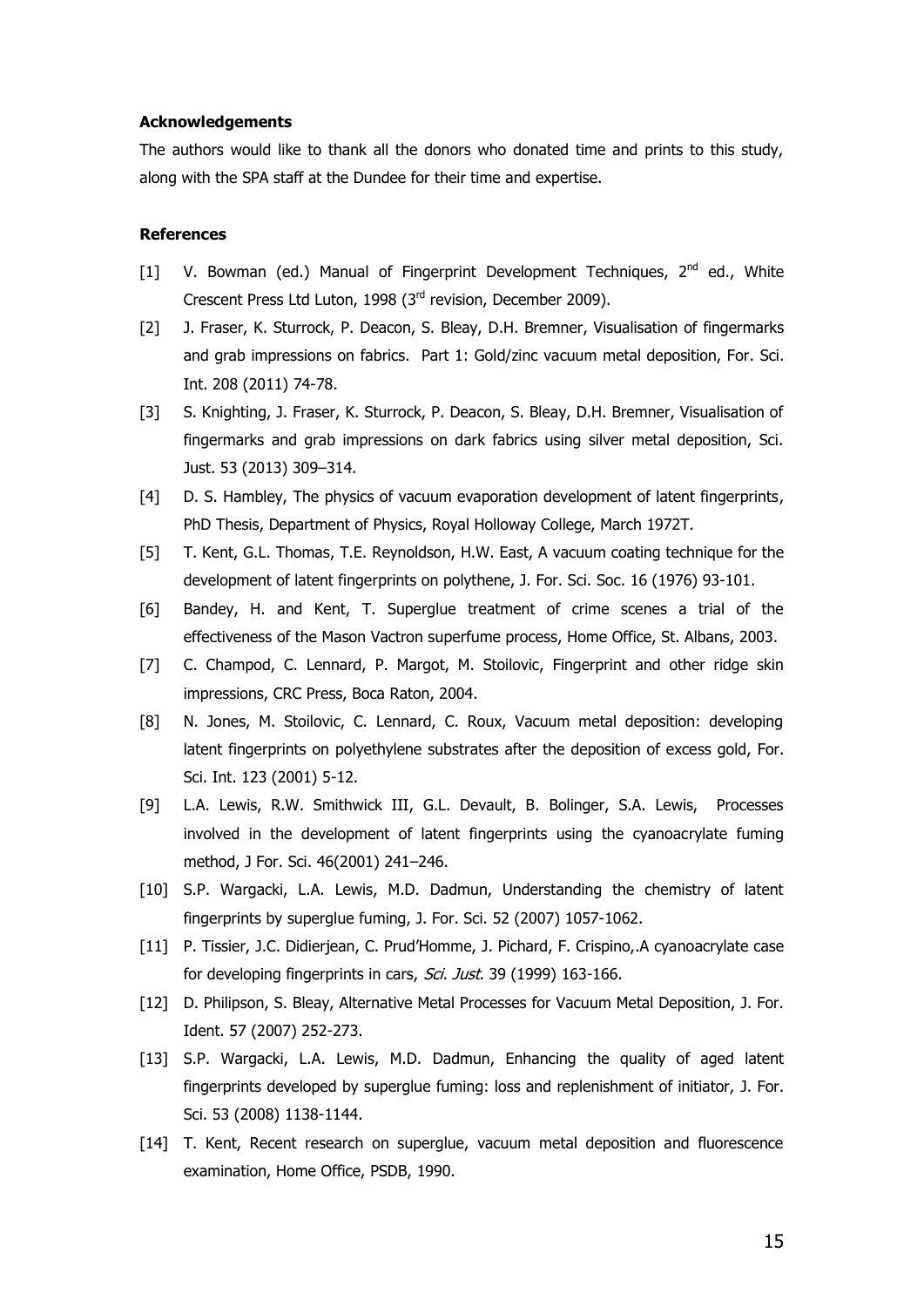**Acknowledgements**

The authors would like to thank all the donors who donated time and prints to this study, along with the SPA staff at the Dundee for their time and expertise.

**References**

[1] V. Bowman (ed.) Manual of Fingerprint Development Techniques, 2nd ed., White Crescent Press Ltd Luton, 1998 (3rd revision, December 2009).

[2] J. Fraser, K. Sturrock, P. Deacon, S. Bleay, D.H. Bremner, Visualisation of fingermarks and grab impressions on fabrics. Part 1: Gold/zinc vacuum metal deposition, For. Sci. Int. 208 (2011) 74-78.

[3] S. Knighting, J. Fraser, K. Sturrock, P. Deacon, S. Bleay, D.H. Bremner, Visualisation of fingermarks and grab impressions on dark fabrics using silver metal deposition, Sci. Just. 53 (2013) 309–314.

[4] D. S. Hambley, The physics of vacuum evaporation development of latent fingerprints, PhD Thesis, Department of Physics, Royal Holloway College, March 1972T.

[5] T. Kent, G.L. Thomas, T.E. Reynoldson, H.W. East, A vacuum coating technique for the development of latent fingerprints on polythene, J. For. Sci. Soc. 16 (1976) 93-101.

[6] Bandey, H. and Kent, T. Superglue treatment of crime scenes a trial of the effectiveness of the Mason Vactron superfume process, Home Office, St. Albans, 2003.

[7] C. Champod, C. Lennard, P. Margot, M. Stoilovic, Fingerprint and other ridge skin impressions, CRC Press, Boca Raton, 2004.

[8] N. Jones, M. Stoilovic, C. Lennard, C. Roux, Vacuum metal deposition: developing latent fingerprints on polyethylene substrates after the deposition of excess gold, For. Sci. Int. 123 (2001) 5-12.

[9] L.A. Lewis, R.W. Smithwick III, G.L. Devault, B. Bolinger, S.A. Lewis, Processes involved in the development of latent fingerprints using the cyanoacrylate fuming method, J For. Sci. 46(2001) 241–246.

[10] S.P. Wargacki, L.A. Lewis, M.D. Dadmun, Understanding the chemistry of latent fingerprints by superglue fuming, J. For. Sci. 52 (2007) 1057-1062.

[11] P. Tissier, J.C. Didierjean, C. Prud'Homme, J. Pichard, F. Crispino,.A cyanoacrylate case for developing fingerprints in cars, *Sci. Just*. 39 (1999) 163-166.

[12] D. Philipson, S. Bleay, Alternative Metal Processes for Vacuum Metal Deposition, J. For. Ident. 57 (2007) 252-273.

[13] S.P. Wargacki, L.A. Lewis, M.D. Dadmun, Enhancing the quality of aged latent fingerprints developed by superglue fuming: loss and replenishment of initiator, J. For. Sci. 53 (2008) 1138-1144.

[14] T. Kent, Recent research on superglue, vacuum metal deposition and fluorescence examination, Home Office, PSDB, 1990.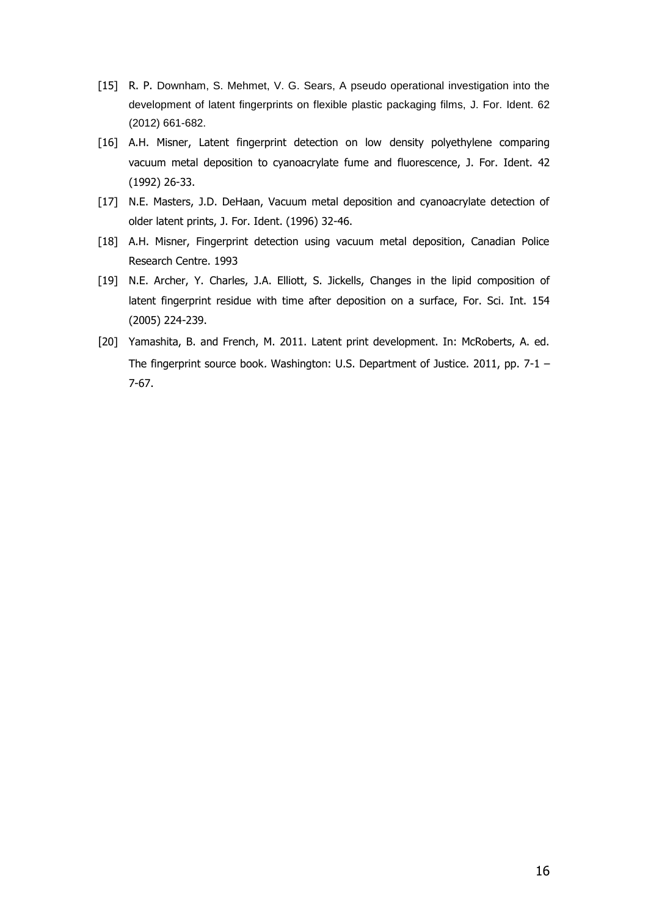[15] R. P. Downham, S. Mehmet, V. G. Sears, A pseudo operational investigation into the development of latent fingerprints on flexible plastic packaging films, J. For. Ident. 62 (2012) 661-682.

[16] A.H. Misner, Latent fingerprint detection on low density polyethylene comparing vacuum metal deposition to cyanoacrylate fume and fluorescence, J. For. Ident. 42 (1992) 26-33.

[17] N.E. Masters, J.D. DeHaan, Vacuum metal deposition and cyanoacrylate detection of older latent prints, J. For. Ident. (1996) 32-46.

[18] A.H. Misner, Fingerprint detection using vacuum metal deposition, Canadian Police Research Centre. 1993

[19] N.E. Archer, Y. Charles, J.A. Elliott, S. Jickells, Changes in the lipid composition of latent fingerprint residue with time after deposition on a surface, For. Sci. Int. 154 (2005) 224-239.

[20] Yamashita, B. and French, M. 2011. Latent print development. In: McRoberts, A. ed. The fingerprint source book. Washington: U.S. Department of Justice. 2011, pp. 7-1 – 7-67.